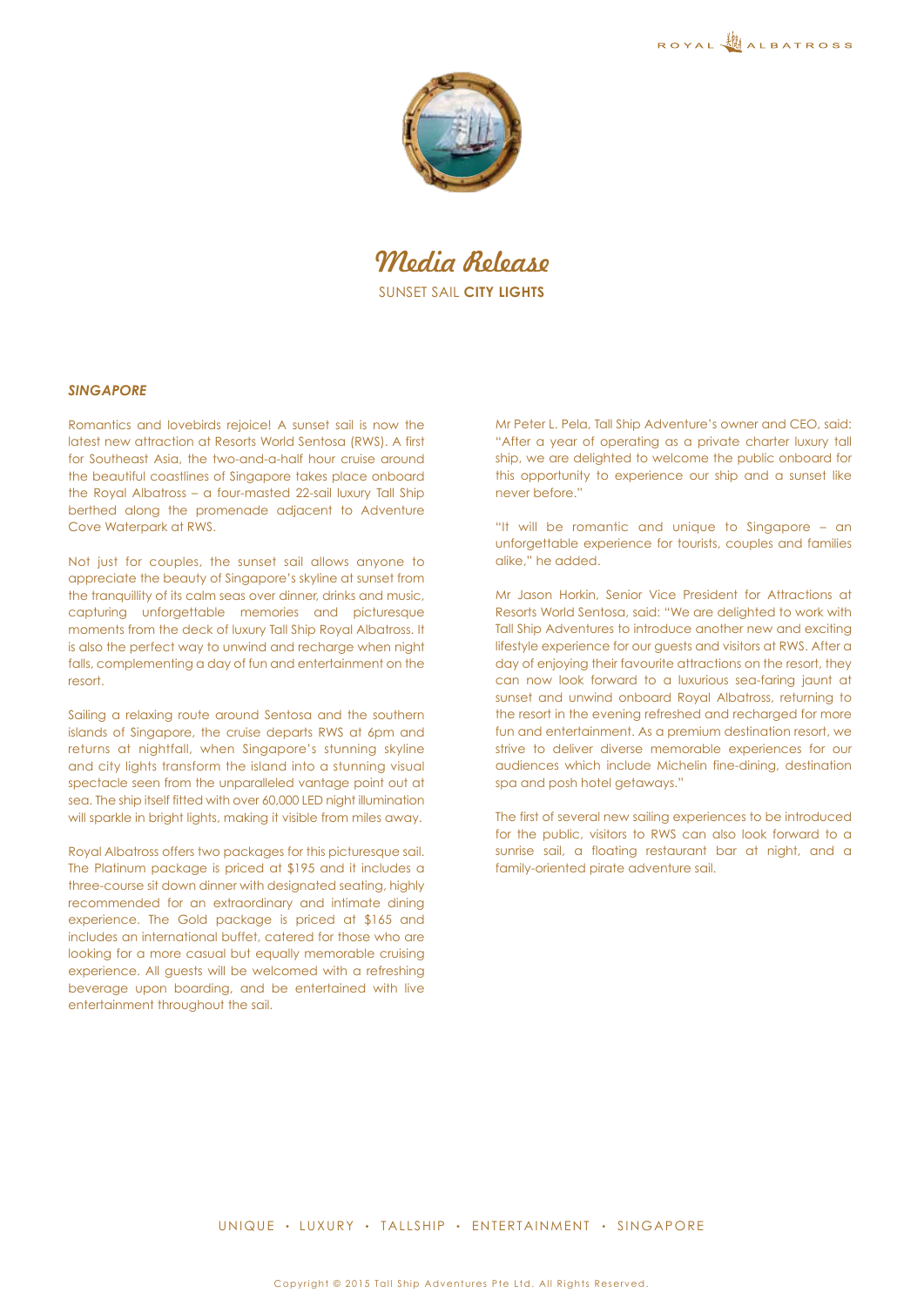# Media Release

SUNSET SAIL **CITY LIGHTS**

***SINGAPORE***

Romantics and lovebirds rejoice! A sunset sail is now the latest new attraction at Resorts World Sentosa (RWS). A first for Southeast Asia, the two-and-a-half hour cruise around the beautiful coastlines of Singapore takes place onboard the Royal Albatross – a four-masted 22-sail luxury Tall Ship berthed along the promenade adjacent to Adventure Cove Waterpark at RWS.

Not just for couples, the sunset sail allows anyone to appreciate the beauty of Singapore's skyline at sunset from the tranquillity of its calm seas over dinner, drinks and music, capturing unforgettable memories and picturesque moments from the deck of luxury Tall Ship Royal Albatross. It is also the perfect way to unwind and recharge when night falls, complementing a day of fun and entertainment on the resort.

Sailing a relaxing route around Sentosa and the southern islands of Singapore, the cruise departs RWS at 6pm and returns at nightfall, when Singapore's stunning skyline and city lights transform the island into a stunning visual spectacle seen from the unparalleled vantage point out at sea. The ship itself fitted with over 60,000 LED night illumination will sparkle in bright lights, making it visible from miles away.

Royal Albatross offers two packages for this picturesque sail. The Platinum package is priced at $195 and it includes a three-course sit down dinner with designated seating, highly recommended for an extraordinary and intimate dining experience. The Gold package is priced at $165 and includes an international buffet, catered for those who are looking for a more casual but equally memorable cruising experience. All guests will be welcomed with a refreshing beverage upon boarding, and be entertained with live entertainment throughout the sail.

Mr Peter L. Pela, Tall Ship Adventure's owner and CEO, said: "After a year of operating as a private charter luxury tall ship, we are delighted to welcome the public onboard for this opportunity to experience our ship and a sunset like never before."

"It will be romantic and unique to Singapore – an unforgettable experience for tourists, couples and families alike," he added.

Mr Jason Horkin, Senior Vice President for Attractions at Resorts World Sentosa, said: "We are delighted to work with Tall Ship Adventures to introduce another new and exciting lifestyle experience for our guests and visitors at RWS. After a day of enjoying their favourite attractions on the resort, they can now look forward to a luxurious sea-faring jaunt at sunset and unwind onboard Royal Albatross, returning to the resort in the evening refreshed and recharged for more fun and entertainment. As a premium destination resort, we strive to deliver diverse memorable experiences for our audiences which include Michelin fine-dining, destination spa and posh hotel getaways."

The first of several new sailing experiences to be introduced for the public, visitors to RWS can also look forward to a sunrise sail, a floating restaurant bar at night, and a family-oriented pirate adventure sail.

UNIQUE • LUXURY • TALLSHIP • ENTERTAINMENT • SINGAPORE

Copyright © 2015 Tall Ship Adventures Pte Ltd. All Rights Reserved.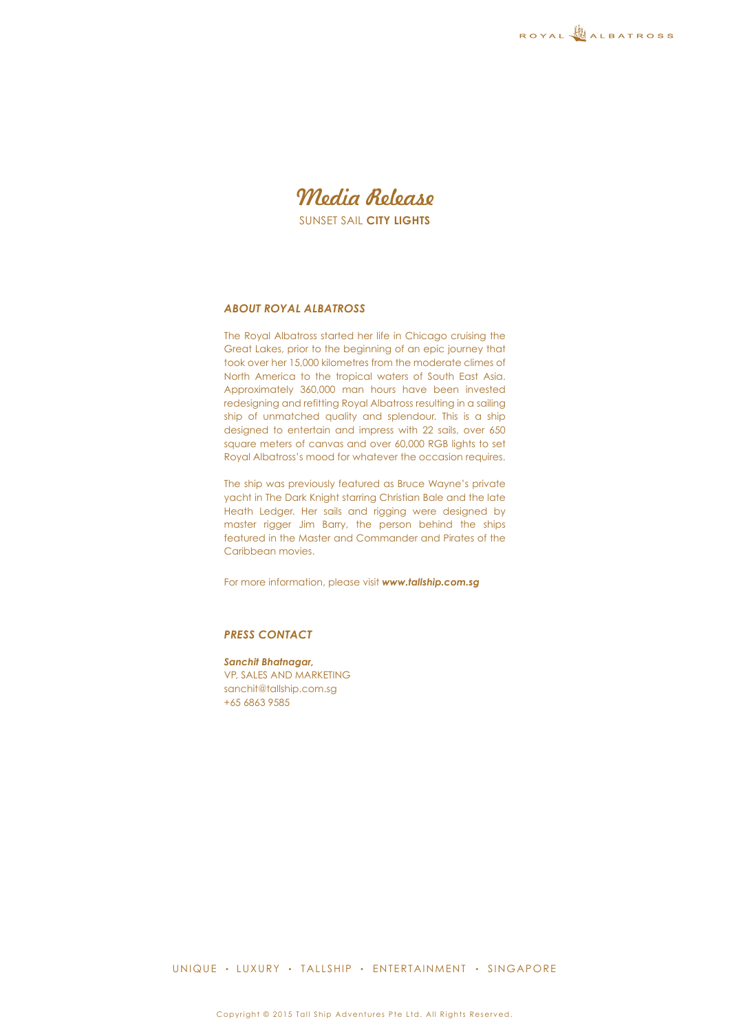# Media Release

SUNSET SAIL **CITY LIGHTS**

### *ABOUT ROYAL ALBATROSS*

The Royal Albatross started her life in Chicago cruising the Great Lakes, prior to the beginning of an epic journey that took over her 15,000 kilometres from the moderate climes of North America to the tropical waters of South East Asia. Approximately 360,000 man hours have been invested redesigning and refitting Royal Albatross resulting in a sailing ship of unmatched quality and splendour. This is a ship designed to entertain and impress with 22 sails, over 650 square meters of canvas and over 60,000 RGB lights to set Royal Albatross's mood for whatever the occasion requires.

The ship was previously featured as Bruce Wayne's private yacht in The Dark Knight starring Christian Bale and the late Heath Ledger. Her sails and rigging were designed by master rigger Jim Barry, the person behind the ships featured in the Master and Commander and Pirates of the Caribbean movies.

For more information, please visit ***www.tallship.com.sg***

### *PRESS CONTACT*

***Sanchit Bhatnagar,***
VP, SALES AND MARKETING
sanchit@tallship.com.sg
+65 6863 9585

UNIQUE • LUXURY • TALLSHIP • ENTERTAINMENT • SINGAPORE

Copyright © 2015 Tall Ship Adventures Pte Ltd. All Rights Reserved.